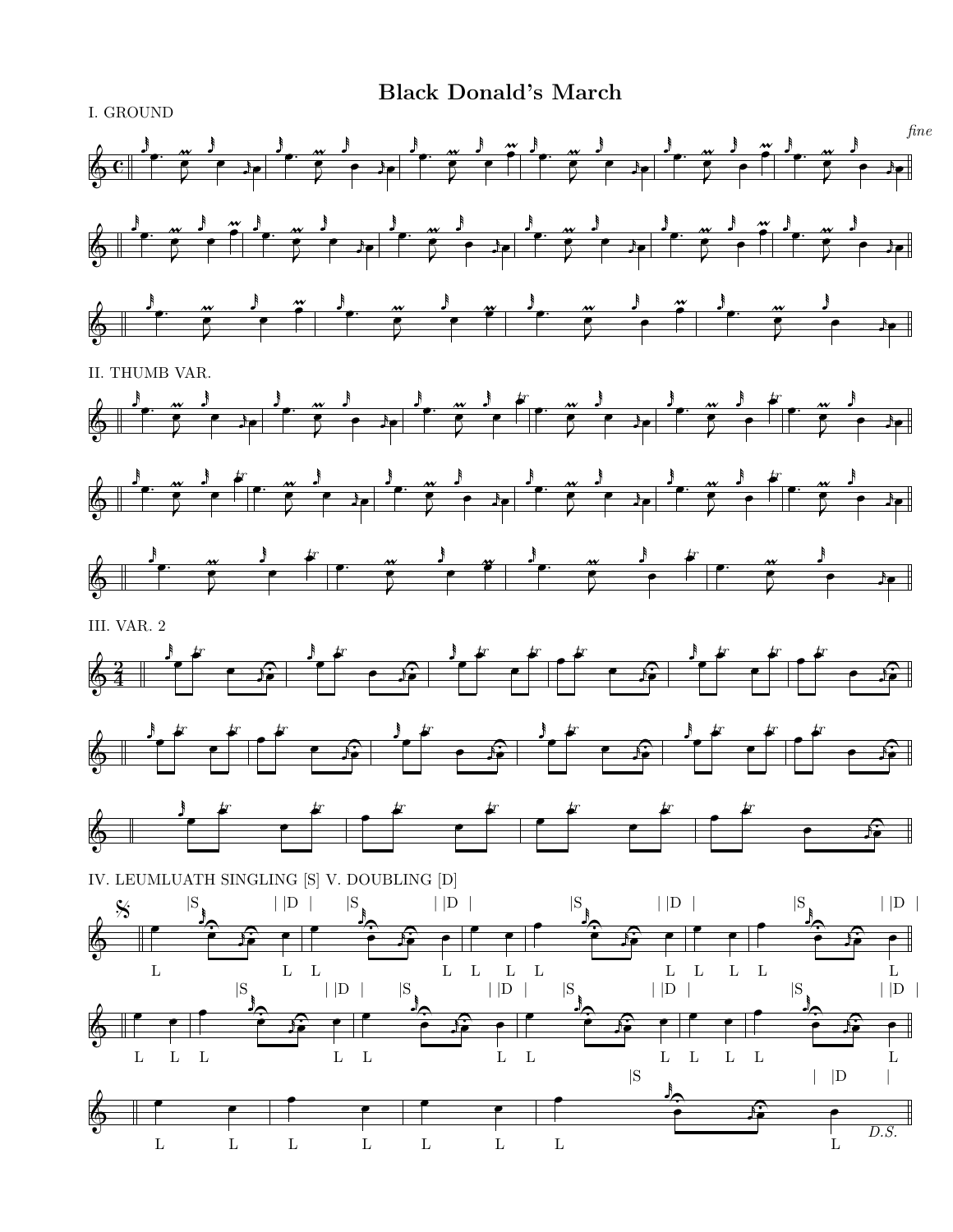# Black Donald's March

I. GROUND

*fine*

II. THUMB VAR.

III. VAR. 2

IV. LEUMLUATH SINGLING [S] V. DOUBLING [D]

*D.S.*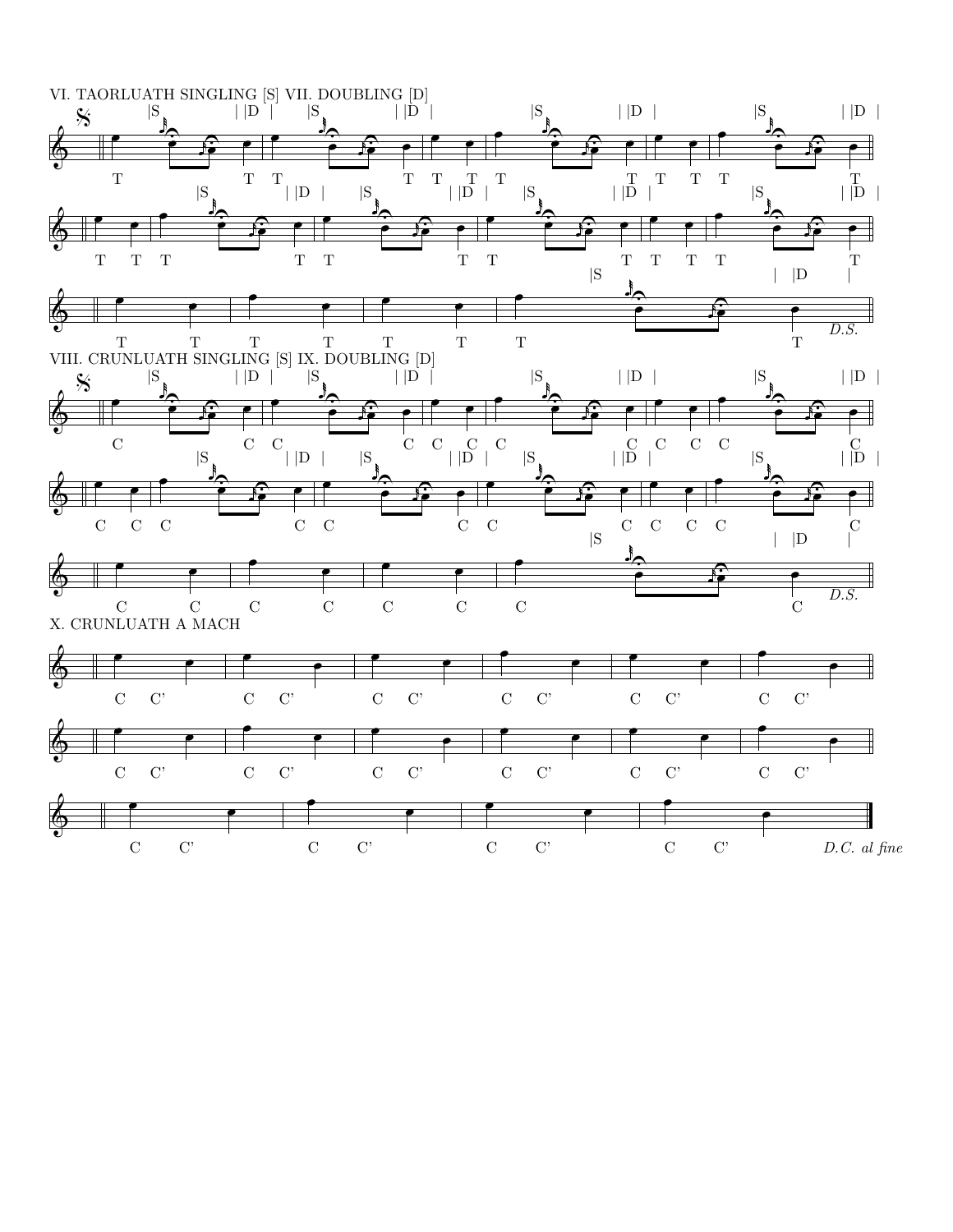VI. TAORLUATH SINGLING [S] VII. DOUBLING [D]

*D.S.*

VIII. CRUNLUATH SINGLING [S] IX. DOUBLING [D]

*D.S.*

X. CRUNLUATH A MACH

*D.C. al fine*